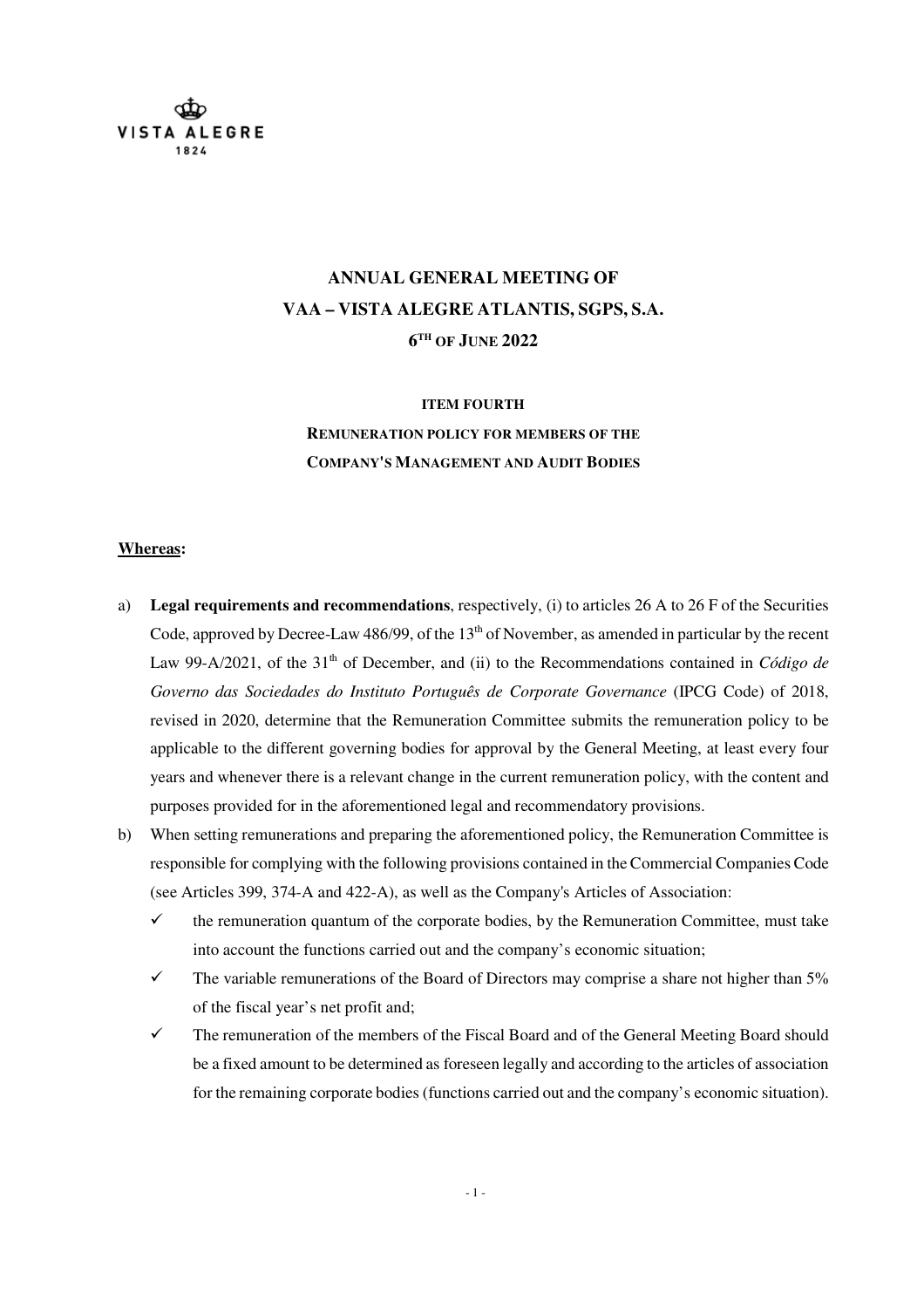VISTA ALEGRE
1824

# ANNUAL GENERAL MEETING OF VAA – VISTA ALEGRE ATLANTIS, SGPS, S.A. 6TH OF JUNE 2022

## ITEM FOURTH

## REMUNERATION POLICY FOR MEMBERS OF THE COMPANY'S MANAGEMENT AND AUDIT BODIES

**Whereas:**

a) **Legal requirements and recommendations**, respectively, (i) to articles 26 A to 26 F of the Securities Code, approved by Decree-Law 486/99, of the 13th of November, as amended in particular by the recent Law 99-A/2021, of the 31st of December, and (ii) to the Recommendations contained in *Código de Governo das Sociedades do Instituto Português de Corporate Governance* (IPCG Code) of 2018, revised in 2020, determine that the Remuneration Committee submits the remuneration policy to be applicable to the different governing bodies for approval by the General Meeting, at least every four years and whenever there is a relevant change in the current remuneration policy, with the content and purposes provided for in the aforementioned legal and recommendatory provisions.

b) When setting remunerations and preparing the aforementioned policy, the Remuneration Committee is responsible for complying with the following provisions contained in the Commercial Companies Code (see Articles 399, 374-A and 422-A), as well as the Company's Articles of Association:

   - ✓ the remuneration quantum of the corporate bodies, by the Remuneration Committee, must take into account the functions carried out and the company's economic situation;
   - ✓ The variable remunerations of the Board of Directors may comprise a share not higher than 5% of the fiscal year's net profit and;
   - ✓ The remuneration of the members of the Fiscal Board and of the General Meeting Board should be a fixed amount to be determined as foreseen legally and according to the articles of association for the remaining corporate bodies (functions carried out and the company's economic situation).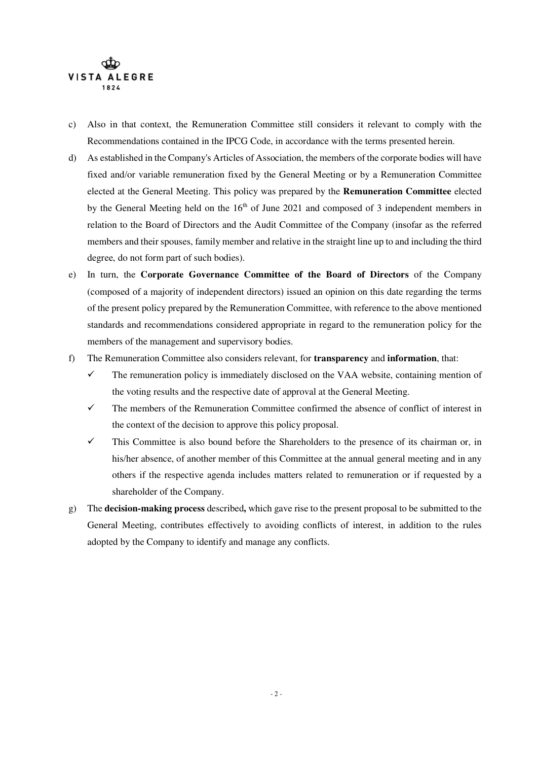c) Also in that context, the Remuneration Committee still considers it relevant to comply with the Recommendations contained in the IPCG Code, in accordance with the terms presented herein.

d) As established in the Company's Articles of Association, the members of the corporate bodies will have fixed and/or variable remuneration fixed by the General Meeting or by a Remuneration Committee elected at the General Meeting. This policy was prepared by the **Remuneration Committee** elected by the General Meeting held on the 16th of June 2021 and composed of 3 independent members in relation to the Board of Directors and the Audit Committee of the Company (insofar as the referred members and their spouses, family member and relative in the straight line up to and including the third degree, do not form part of such bodies).

e) In turn, the **Corporate Governance Committee of the Board of Directors** of the Company (composed of a majority of independent directors) issued an opinion on this date regarding the terms of the present policy prepared by the Remuneration Committee, with reference to the above mentioned standards and recommendations considered appropriate in regard to the remuneration policy for the members of the management and supervisory bodies.

f) The Remuneration Committee also considers relevant, for **transparency** and **information**, that:

   - ✓ The remuneration policy is immediately disclosed on the VAA website, containing mention of the voting results and the respective date of approval at the General Meeting.
   - ✓ The members of the Remuneration Committee confirmed the absence of conflict of interest in the context of the decision to approve this policy proposal.
   - ✓ This Committee is also bound before the Shareholders to the presence of its chairman or, in his/her absence, of another member of this Committee at the annual general meeting and in any others if the respective agenda includes matters related to remuneration or if requested by a shareholder of the Company.

g) The **decision-making process** described**,** which gave rise to the present proposal to be submitted to the General Meeting, contributes effectively to avoiding conflicts of interest, in addition to the rules adopted by the Company to identify and manage any conflicts.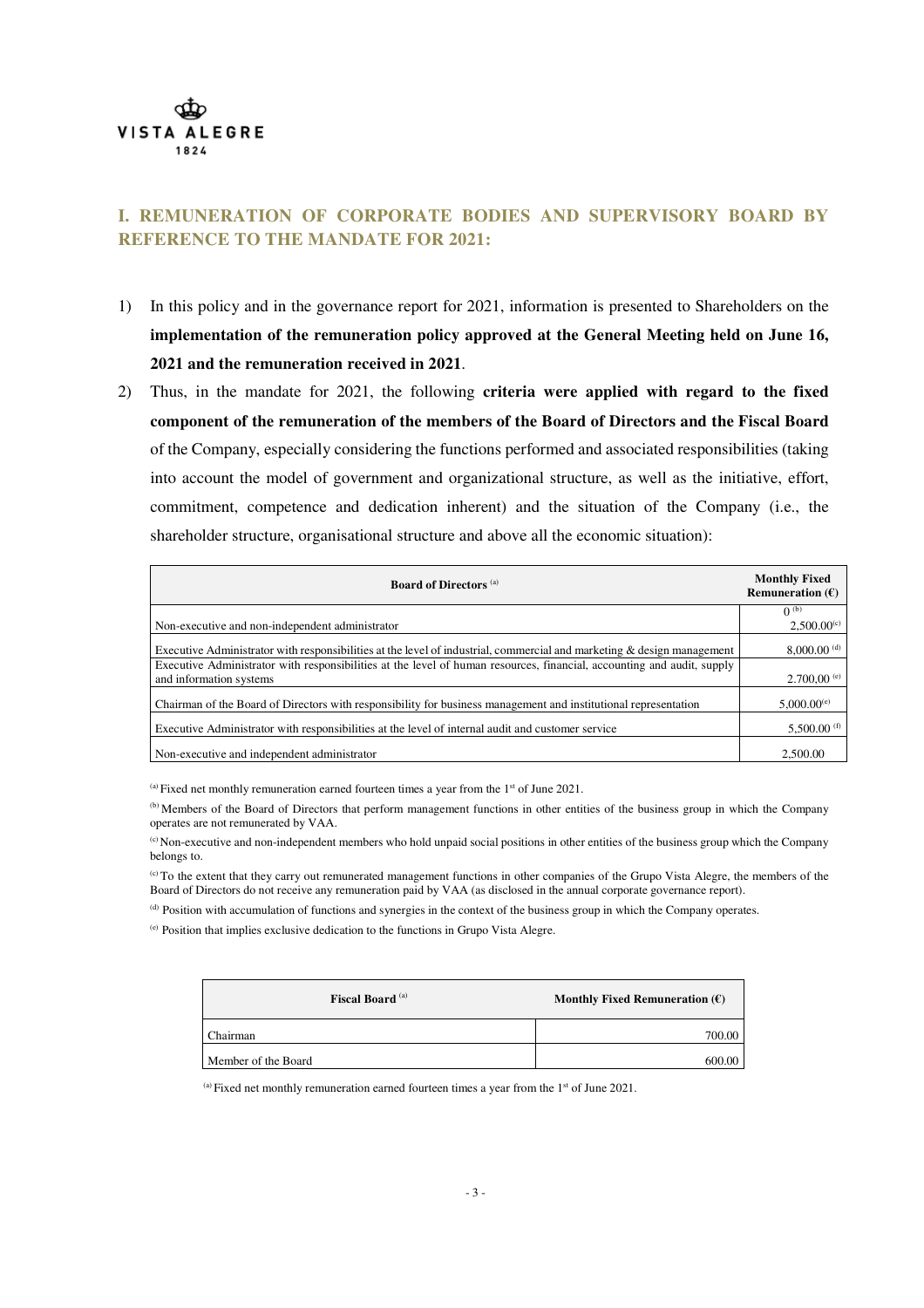## I. REMUNERATION OF CORPORATE BODIES AND SUPERVISORY BOARD BY REFERENCE TO THE MANDATE FOR 2021:

1) In this policy and in the governance report for 2021, information is presented to Shareholders on the **implementation of the remuneration policy approved at the General Meeting held on June 16, 2021 and the remuneration received in 2021**.
2) Thus, in the mandate for 2021, the following **criteria were applied with regard to the fixed component of the remuneration of the members of the Board of Directors and the Fiscal Board** of the Company, especially considering the functions performed and associated responsibilities (taking into account the model of government and organizational structure, as well as the initiative, effort, commitment, competence and dedication inherent) and the situation of the Company (i.e., the shareholder structure, organisational structure and above all the economic situation):

| Board of Directors [(a)] | Monthly Fixed Remuneration (€) |
|---|---|
| Non-executive and non-independent administrator | 0 [(b)]<br>2,500.00[(c)] |
| Executive Administrator with responsibilities at the level of industrial, commercial and marketing & design management | 8,000.00 [(d)] |
| Executive Administrator with responsibilities at the level of human resources, financial, accounting and audit, supply and information systems | 2.700,00 [(e)] |
| Chairman of the Board of Directors with responsibility for business management and institutional representation | 5,000.00[(e)] |
| Executive Administrator with responsibilities at the level of internal audit and customer service | 5,500.00 [(f)] |
| Non-executive and independent administrator | 2,500.00 |

[(a)] Fixed net monthly remuneration earned fourteen times a year from the 1st of June 2021.

[(b)] Members of the Board of Directors that perform management functions in other entities of the business group in which the Company operates are not remunerated by VAA.

[(c)] Non-executive and non-independent members who hold unpaid social positions in other entities of the business group which the Company belongs to.

[(c)] To the extent that they carry out remunerated management functions in other companies of the Grupo Vista Alegre, the members of the Board of Directors do not receive any remuneration paid by VAA (as disclosed in the annual corporate governance report).

[(d)] Position with accumulation of functions and synergies in the context of the business group in which the Company operates.

[(e)] Position that implies exclusive dedication to the functions in Grupo Vista Alegre.

| Fiscal Board [(a)] | Monthly Fixed Remuneration (€) |
|---|---|
| Chairman | 700.00 |
| Member of the Board | 600.00 |

[(a)] Fixed net monthly remuneration earned fourteen times a year from the 1st of June 2021.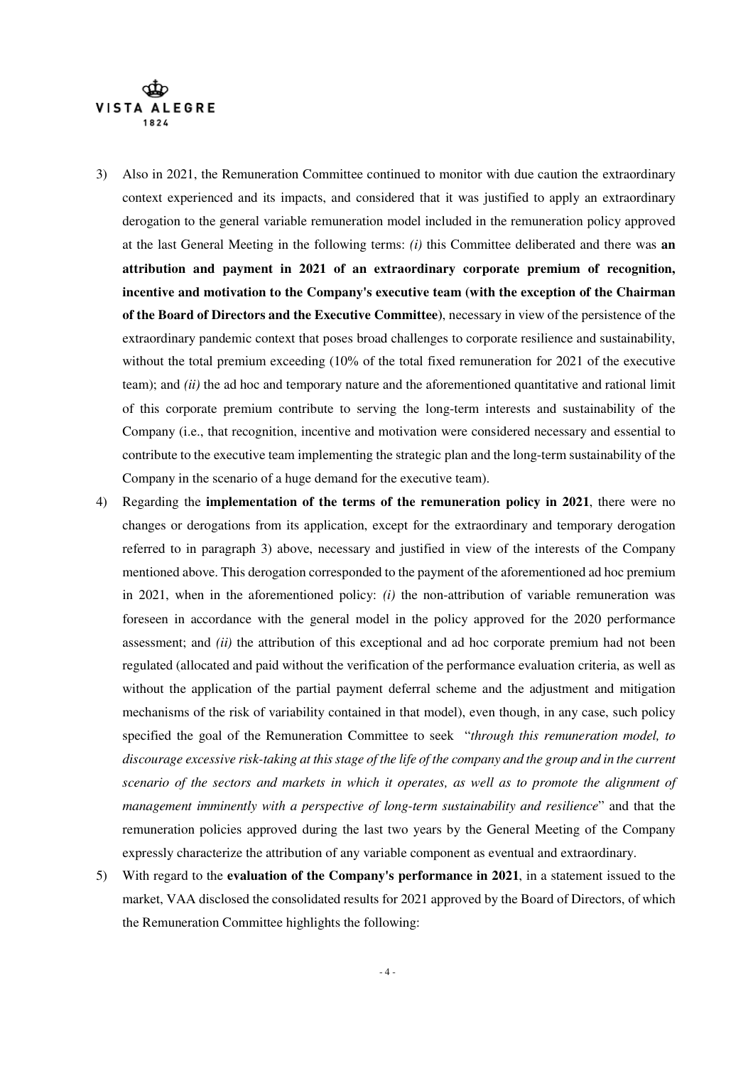3) Also in 2021, the Remuneration Committee continued to monitor with due caution the extraordinary context experienced and its impacts, and considered that it was justified to apply an extraordinary derogation to the general variable remuneration model included in the remuneration policy approved at the last General Meeting in the following terms: *(i)* this Committee deliberated and there was **an attribution and payment in 2021 of an extraordinary corporate premium of recognition, incentive and motivation to the Company's executive team (with the exception of the Chairman of the Board of Directors and the Executive Committee)**, necessary in view of the persistence of the extraordinary pandemic context that poses broad challenges to corporate resilience and sustainability, without the total premium exceeding (10% of the total fixed remuneration for 2021 of the executive team); and *(ii)* the ad hoc and temporary nature and the aforementioned quantitative and rational limit of this corporate premium contribute to serving the long-term interests and sustainability of the Company (i.e., that recognition, incentive and motivation were considered necessary and essential to contribute to the executive team implementing the strategic plan and the long-term sustainability of the Company in the scenario of a huge demand for the executive team).

4) Regarding the **implementation of the terms of the remuneration policy in 2021**, there were no changes or derogations from its application, except for the extraordinary and temporary derogation referred to in paragraph 3) above, necessary and justified in view of the interests of the Company mentioned above. This derogation corresponded to the payment of the aforementioned ad hoc premium in 2021, when in the aforementioned policy: *(i)* the non-attribution of variable remuneration was foreseen in accordance with the general model in the policy approved for the 2020 performance assessment; and *(ii)* the attribution of this exceptional and ad hoc corporate premium had not been regulated (allocated and paid without the verification of the performance evaluation criteria, as well as without the application of the partial payment deferral scheme and the adjustment and mitigation mechanisms of the risk of variability contained in that model), even though, in any case, such policy specified the goal of the Remuneration Committee to seek "*through this remuneration model, to discourage excessive risk-taking at this stage of the life of the company and the group and in the current scenario of the sectors and markets in which it operates, as well as to promote the alignment of management imminently with a perspective of long-term sustainability and resilience*" and that the remuneration policies approved during the last two years by the General Meeting of the Company expressly characterize the attribution of any variable component as eventual and extraordinary.

5) With regard to the **evaluation of the Company's performance in 2021**, in a statement issued to the market, VAA disclosed the consolidated results for 2021 approved by the Board of Directors, of which the Remuneration Committee highlights the following: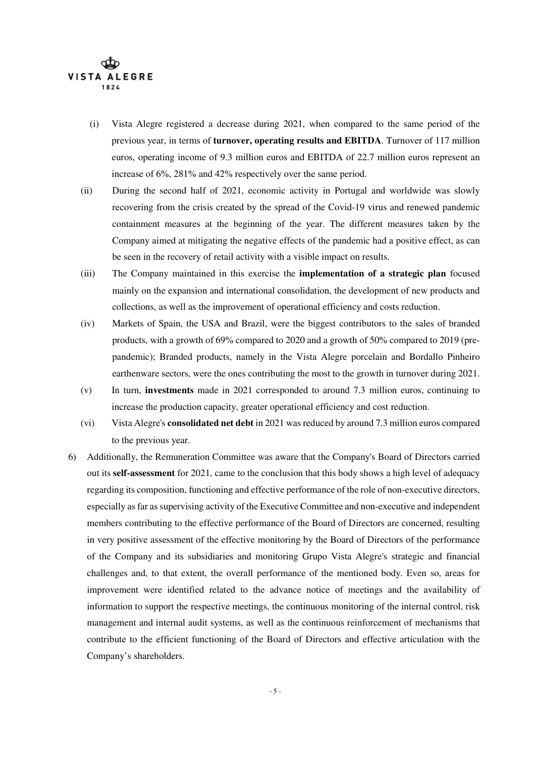(i) Vista Alegre registered a decrease during 2021, when compared to the same period of the previous year, in terms of **turnover, operating results and EBITDA**. Turnover of 117 million euros, operating income of 9.3 million euros and EBITDA of 22.7 million euros represent an increase of 6%, 281% and 42% respectively over the same period.

(ii) During the second half of 2021, economic activity in Portugal and worldwide was slowly recovering from the crisis created by the spread of the Covid-19 virus and renewed pandemic containment measures at the beginning of the year. The different measures taken by the Company aimed at mitigating the negative effects of the pandemic had a positive effect, as can be seen in the recovery of retail activity with a visible impact on results.

(iii) The Company maintained in this exercise the **implementation of a strategic plan** focused mainly on the expansion and international consolidation, the development of new products and collections, as well as the improvement of operational efficiency and costs reduction.

(iv) Markets of Spain, the USA and Brazil, were the biggest contributors to the sales of branded products, with a growth of 69% compared to 2020 and a growth of 50% compared to 2019 (pre-pandemic); Branded products, namely in the Vista Alegre porcelain and Bordallo Pinheiro earthenware sectors, were the ones contributing the most to the growth in turnover during 2021.

(v) In turn, **investments** made in 2021 corresponded to around 7.3 million euros, continuing to increase the production capacity, greater operational efficiency and cost reduction.

(vi) Vista Alegre's **consolidated net debt** in 2021 was reduced by around 7.3 million euros compared to the previous year.

6) Additionally, the Remuneration Committee was aware that the Company's Board of Directors carried out its **self-assessment** for 2021, came to the conclusion that this body shows a high level of adequacy regarding its composition, functioning and effective performance of the role of non-executive directors, especially as far as supervising activity of the Executive Committee and non-executive and independent members contributing to the effective performance of the Board of Directors are concerned, resulting in very positive assessment of the effective monitoring by the Board of Directors of the performance of the Company and its subsidiaries and monitoring Grupo Vista Alegre's strategic and financial challenges and, to that extent, the overall performance of the mentioned body. Even so, areas for improvement were identified related to the advance notice of meetings and the availability of information to support the respective meetings, the continuous monitoring of the internal control, risk management and internal audit systems, as well as the continuous reinforcement of mechanisms that contribute to the efficient functioning of the Board of Directors and effective articulation with the Company's shareholders.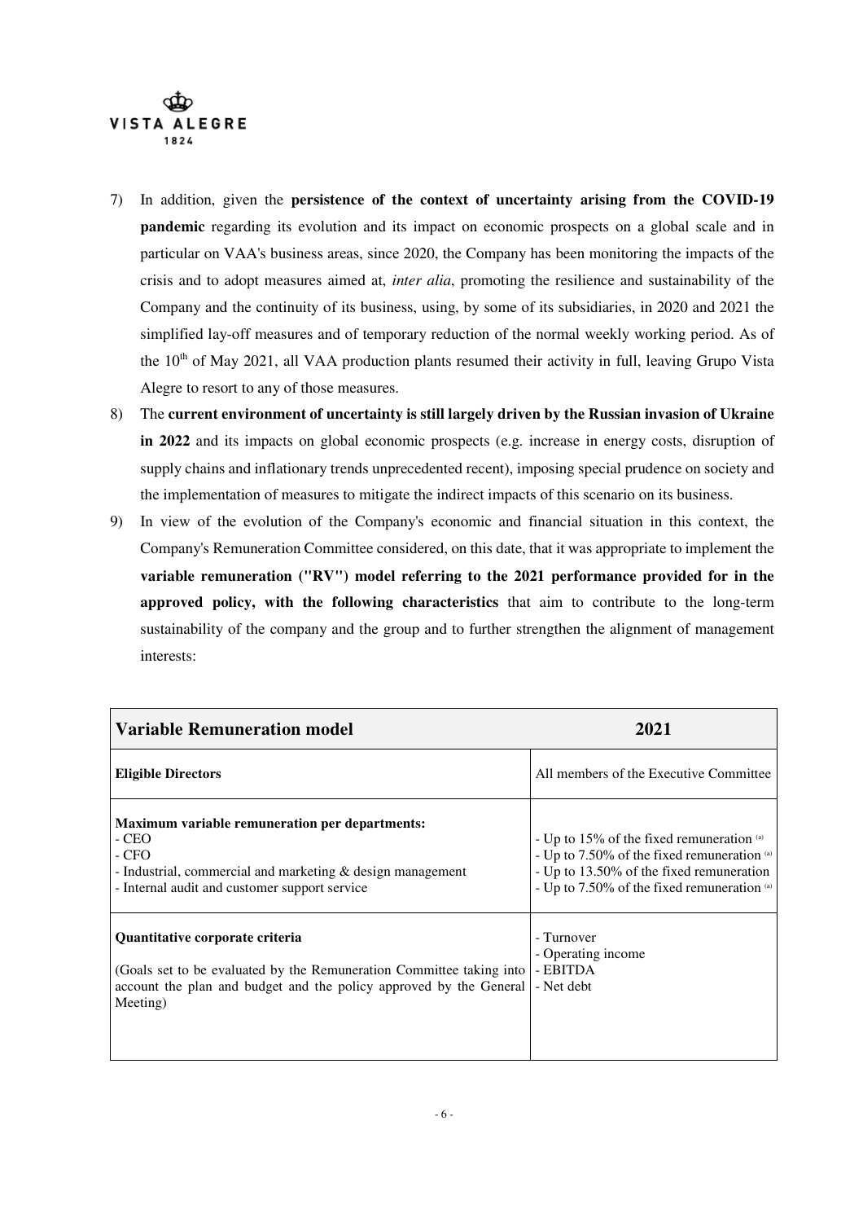7) In addition, given the **persistence of the context of uncertainty arising from the COVID-19 pandemic** regarding its evolution and its impact on economic prospects on a global scale and in particular on VAA's business areas, since 2020, the Company has been monitoring the impacts of the crisis and to adopt measures aimed at, *inter alia*, promoting the resilience and sustainability of the Company and the continuity of its business, using, by some of its subsidiaries, in 2020 and 2021 the simplified lay-off measures and of temporary reduction of the normal weekly working period. As of the 10th of May 2021, all VAA production plants resumed their activity in full, leaving Grupo Vista Alegre to resort to any of those measures.
8) The **current environment of uncertainty is still largely driven by the Russian invasion of Ukraine in 2022** and its impacts on global economic prospects (e.g. increase in energy costs, disruption of supply chains and inflationary trends unprecedented recent), imposing special prudence on society and the implementation of measures to mitigate the indirect impacts of this scenario on its business.
9) In view of the evolution of the Company's economic and financial situation in this context, the Company's Remuneration Committee considered, on this date, that it was appropriate to implement the **variable remuneration ("RV") model referring to the 2021 performance provided for in the approved policy, with the following characteristics** that aim to contribute to the long-term sustainability of the company and the group and to further strengthen the alignment of management interests:

| **Variable Remuneration model** | **2021** |
|---|---|
| **Eligible Directors** | All members of the Executive Committee |
| **Maximum variable remuneration per departments:**<br>- CEO<br>- CFO<br>- Industrial, commercial and marketing & design management<br>- Internal audit and customer support service | - Up to 15% of the fixed remuneration [(a)]<br>- Up to 7.50% of the fixed remuneration [(a)]<br>- Up to 13.50% of the fixed remuneration<br>- Up to 7.50% of the fixed remuneration [(a)] |
| **Quantitative corporate criteria**<br>(Goals set to be evaluated by the Remuneration Committee taking into account the plan and budget and the policy approved by the General Meeting) | - Turnover<br>- Operating income<br>- EBITDA<br>- Net debt |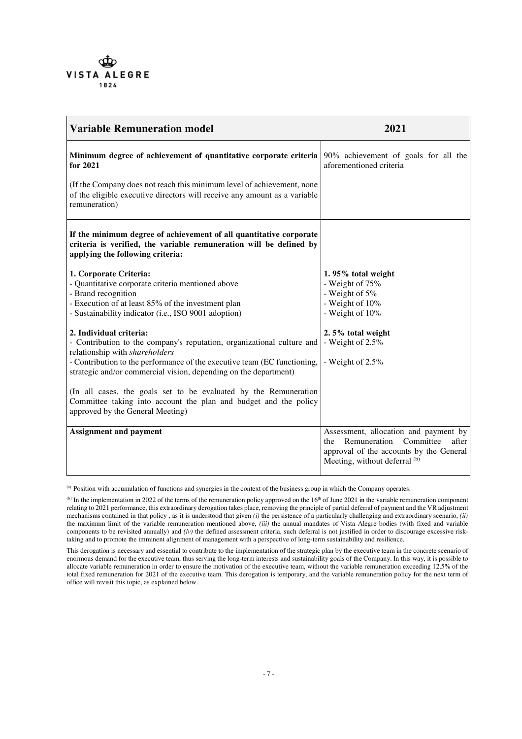| Variable Remuneration model | 2021 |
|---|---|
| **Minimum degree of achievement of quantitative corporate criteria for 2021**<br><br>(If the Company does not reach this minimum level of achievement, none of the eligible executive directors will receive any amount as a variable remuneration) | 90% achievement of goals for all the aforementioned criteria |
| **If the minimum degree of achievement of all quantitative corporate criteria is verified, the variable remuneration will be defined by applying the following criteria:**<br><br>**1. Corporate Criteria:**<br>- Quantitative corporate criteria mentioned above<br>- Brand recognition<br>- Execution of at least 85% of the investment plan<br>- Sustainability indicator (i.e., ISO 9001 adoption)<br><br>**2. Individual criteria:**<br>- Contribution to the company's reputation, organizational culture and relationship with *shareholders*<br>- Contribution to the performance of the executive team (EC functioning, strategic and/or commercial vision, depending on the department)<br><br>(In all cases, the goals set to be evaluated by the Remuneration Committee taking into account the plan and budget and the policy approved by the General Meeting) | <br><br><br><br>**1. 95% total weight**<br>- Weight of 75%<br>- Weight of 5%<br>- Weight of 10%<br>- Weight of 10%<br><br>**2. 5% total weight**<br>- Weight of 2.5%<br><br>- Weight of 2.5% |
| **Assignment and payment** | Assessment, allocation and payment by the Remuneration Committee after approval of the accounts by the General Meeting, without deferral [(b)] |

[(a)] Position with accumulation of functions and synergies in the context of the business group in which the Company operates.

[(b)] In the implementation in 2022 of the terms of the remuneration policy approved on the 16th of June 2021 in the variable remuneration component relating to 2021 performance, this extraordinary derogation takes place, removing the principle of partial deferral of payment and the VR adjustment mechanisms contained in that policy , as it is understood that given *(i)* the persistence of a particularly challenging and extraordinary scenario, *(ii)* the maximum limit of the variable remuneration mentioned above, *(iii)* the annual mandates of Vista Alegre bodies (with fixed and variable components to be revisited annually) and *(iv)* the defined assessment criteria, such deferral is not justified in order to discourage excessive risk-taking and to promote the imminent alignment of management with a perspective of long-term sustainability and resilience.

This derogation is necessary and essential to contribute to the implementation of the strategic plan by the executive team in the concrete scenario of enormous demand for the executive team, thus serving the long-term interests and sustainability goals of the Company. In this way, it is possible to allocate variable remuneration in order to ensure the motivation of the executive team, without the variable remuneration exceeding 12.5% of the total fixed remuneration for 2021 of the executive team. This derogation is temporary, and the variable remuneration policy for the next term of office will revisit this topic, as explained below.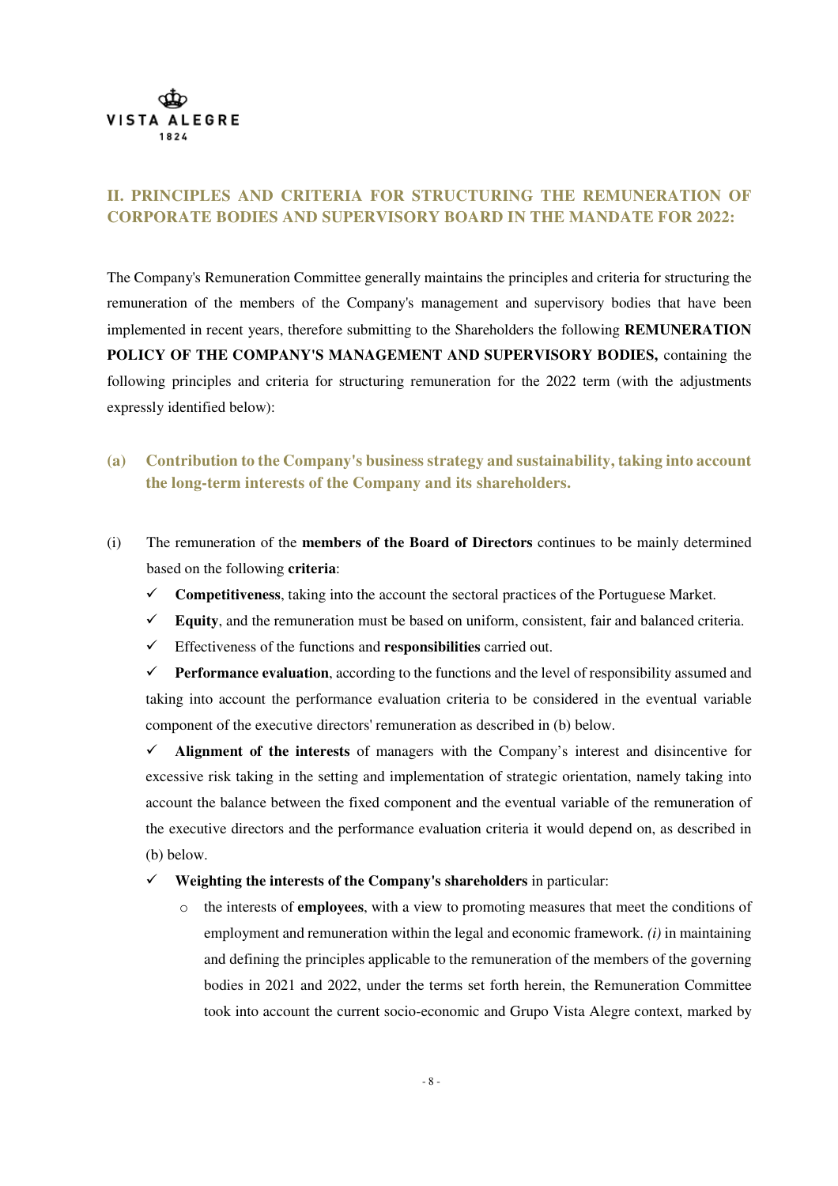## II. PRINCIPLES AND CRITERIA FOR STRUCTURING THE REMUNERATION OF CORPORATE BODIES AND SUPERVISORY BOARD IN THE MANDATE FOR 2022:

The Company's Remuneration Committee generally maintains the principles and criteria for structuring the remuneration of the members of the Company's management and supervisory bodies that have been implemented in recent years, therefore submitting to the Shareholders the following **REMUNERATION POLICY OF THE COMPANY'S MANAGEMENT AND SUPERVISORY BODIES,** containing the following principles and criteria for structuring remuneration for the 2022 term (with the adjustments expressly identified below):

### (a) Contribution to the Company's business strategy and sustainability, taking into account the long-term interests of the Company and its shareholders.

(i) The remuneration of the **members of the Board of Directors** continues to be mainly determined based on the following **criteria**:

- ✓ **Competitiveness**, taking into the account the sectoral practices of the Portuguese Market.
- ✓ **Equity**, and the remuneration must be based on uniform, consistent, fair and balanced criteria.
- ✓ Effectiveness of the functions and **responsibilities** carried out.
- ✓ **Performance evaluation**, according to the functions and the level of responsibility assumed and taking into account the performance evaluation criteria to be considered in the eventual variable component of the executive directors' remuneration as described in (b) below.
- ✓ **Alignment of the interests** of managers with the Company's interest and disincentive for excessive risk taking in the setting and implementation of strategic orientation, namely taking into account the balance between the fixed component and the eventual variable of the remuneration of the executive directors and the performance evaluation criteria it would depend on, as described in (b) below.
- ✓ **Weighting the interests of the Company's shareholders** in particular:
  - the interests of **employees**, with a view to promoting measures that meet the conditions of employment and remuneration within the legal and economic framework. *(i)* in maintaining and defining the principles applicable to the remuneration of the members of the governing bodies in 2021 and 2022, under the terms set forth herein, the Remuneration Committee took into account the current socio-economic and Grupo Vista Alegre context, marked by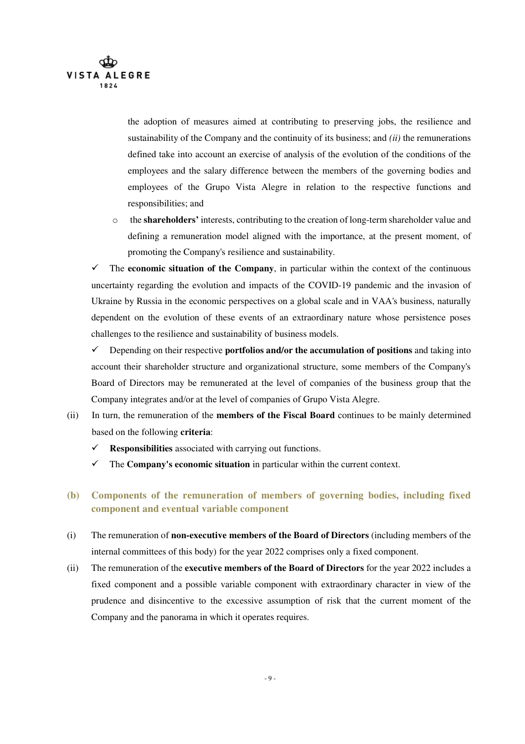the adoption of measures aimed at contributing to preserving jobs, the resilience and sustainability of the Company and the continuity of its business; and *(ii)* the remunerations defined take into account an exercise of analysis of the evolution of the conditions of the employees and the salary difference between the members of the governing bodies and employees of the Grupo Vista Alegre in relation to the respective functions and responsibilities; and

  - the **shareholders'** interests, contributing to the creation of long-term shareholder value and defining a remuneration model aligned with the importance, at the present moment, of promoting the Company's resilience and sustainability.

- ✓ The **economic situation of the Company**, in particular within the context of the continuous uncertainty regarding the evolution and impacts of the COVID-19 pandemic and the invasion of Ukraine by Russia in the economic perspectives on a global scale and in VAA's business, naturally dependent on the evolution of these events of an extraordinary nature whose persistence poses challenges to the resilience and sustainability of business models.

- ✓ Depending on their respective **portfolios and/or the accumulation of positions** and taking into account their shareholder structure and organizational structure, some members of the Company's Board of Directors may be remunerated at the level of companies of the business group that the Company integrates and/or at the level of companies of Grupo Vista Alegre.

(ii) In turn, the remuneration of the **members of the Fiscal Board** continues to be mainly determined based on the following **criteria**:

- ✓ **Responsibilities** associated with carrying out functions.
- ✓ The **Company's economic situation** in particular within the current context.

## (b) Components of the remuneration of members of governing bodies, including fixed component and eventual variable component

(i) The remuneration of **non-executive members of the Board of Directors** (including members of the internal committees of this body) for the year 2022 comprises only a fixed component.

(ii) The remuneration of the **executive members of the Board of Directors** for the year 2022 includes a fixed component and a possible variable component with extraordinary character in view of the prudence and disincentive to the excessive assumption of risk that the current moment of the Company and the panorama in which it operates requires.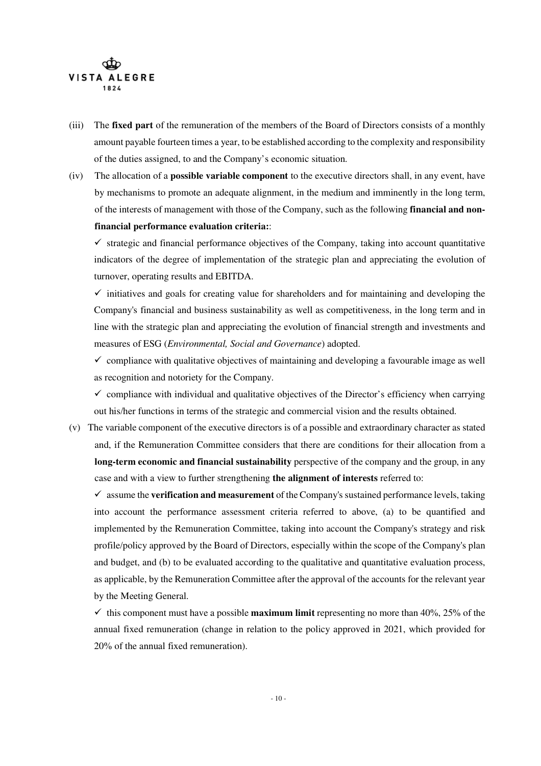(iii) The **fixed part** of the remuneration of the members of the Board of Directors consists of a monthly amount payable fourteen times a year, to be established according to the complexity and responsibility of the duties assigned, to and the Company's economic situation.

(iv) The allocation of a **possible variable component** to the executive directors shall, in any event, have by mechanisms to promote an adequate alignment, in the medium and imminently in the long term, of the interests of management with those of the Company, such as the following **financial and non-financial performance evaluation criteria:**:

✓ strategic and financial performance objectives of the Company, taking into account quantitative indicators of the degree of implementation of the strategic plan and appreciating the evolution of turnover, operating results and EBITDA.

✓ initiatives and goals for creating value for shareholders and for maintaining and developing the Company's financial and business sustainability as well as competitiveness, in the long term and in line with the strategic plan and appreciating the evolution of financial strength and investments and measures of ESG (*Environmental, Social and Governance*) adopted.

✓ compliance with qualitative objectives of maintaining and developing a favourable image as well as recognition and notoriety for the Company.

✓ compliance with individual and qualitative objectives of the Director's efficiency when carrying out his/her functions in terms of the strategic and commercial vision and the results obtained.

(v) The variable component of the executive directors is of a possible and extraordinary character as stated and, if the Remuneration Committee considers that there are conditions for their allocation from a **long-term economic and financial sustainability** perspective of the company and the group, in any case and with a view to further strengthening **the alignment of interests** referred to:

✓ assume the **verification and measurement** of the Company's sustained performance levels, taking into account the performance assessment criteria referred to above, (a) to be quantified and implemented by the Remuneration Committee, taking into account the Company's strategy and risk profile/policy approved by the Board of Directors, especially within the scope of the Company's plan and budget, and (b) to be evaluated according to the qualitative and quantitative evaluation process, as applicable, by the Remuneration Committee after the approval of the accounts for the relevant year by the Meeting General.

✓ this component must have a possible **maximum limit** representing no more than 40%, 25% of the annual fixed remuneration (change in relation to the policy approved in 2021, which provided for 20% of the annual fixed remuneration).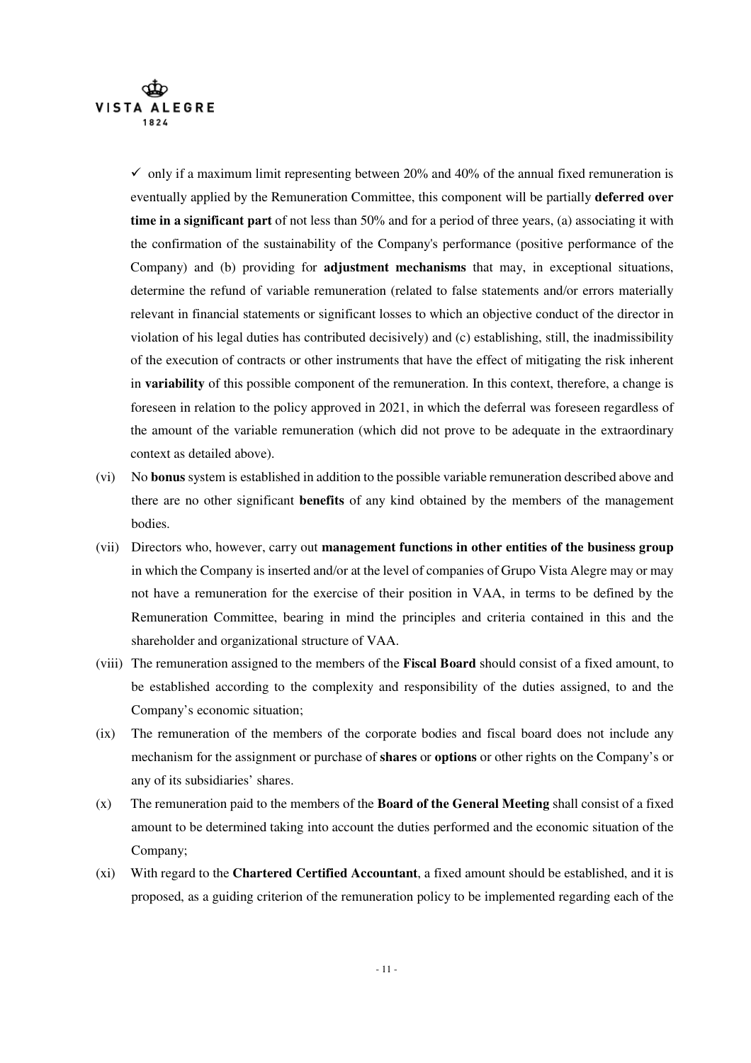✓ only if a maximum limit representing between 20% and 40% of the annual fixed remuneration is eventually applied by the Remuneration Committee, this component will be partially **deferred over time in a significant part** of not less than 50% and for a period of three years, (a) associating it with the confirmation of the sustainability of the Company's performance (positive performance of the Company) and (b) providing for **adjustment mechanisms** that may, in exceptional situations, determine the refund of variable remuneration (related to false statements and/or errors materially relevant in financial statements or significant losses to which an objective conduct of the director in violation of his legal duties has contributed decisively) and (c) establishing, still, the inadmissibility of the execution of contracts or other instruments that have the effect of mitigating the risk inherent in **variability** of this possible component of the remuneration. In this context, therefore, a change is foreseen in relation to the policy approved in 2021, in which the deferral was foreseen regardless of the amount of the variable remuneration (which did not prove to be adequate in the extraordinary context as detailed above).

(vi) No **bonus** system is established in addition to the possible variable remuneration described above and there are no other significant **benefits** of any kind obtained by the members of the management bodies.

(vii) Directors who, however, carry out **management functions in other entities of the business group** in which the Company is inserted and/or at the level of companies of Grupo Vista Alegre may or may not have a remuneration for the exercise of their position in VAA, in terms to be defined by the Remuneration Committee, bearing in mind the principles and criteria contained in this and the shareholder and organizational structure of VAA.

(viii) The remuneration assigned to the members of the **Fiscal Board** should consist of a fixed amount, to be established according to the complexity and responsibility of the duties assigned, to and the Company's economic situation;

(ix) The remuneration of the members of the corporate bodies and fiscal board does not include any mechanism for the assignment or purchase of **shares** or **options** or other rights on the Company's or any of its subsidiaries' shares.

(x) The remuneration paid to the members of the **Board of the General Meeting** shall consist of a fixed amount to be determined taking into account the duties performed and the economic situation of the Company;

(xi) With regard to the **Chartered Certified Accountant**, a fixed amount should be established, and it is proposed, as a guiding criterion of the remuneration policy to be implemented regarding each of the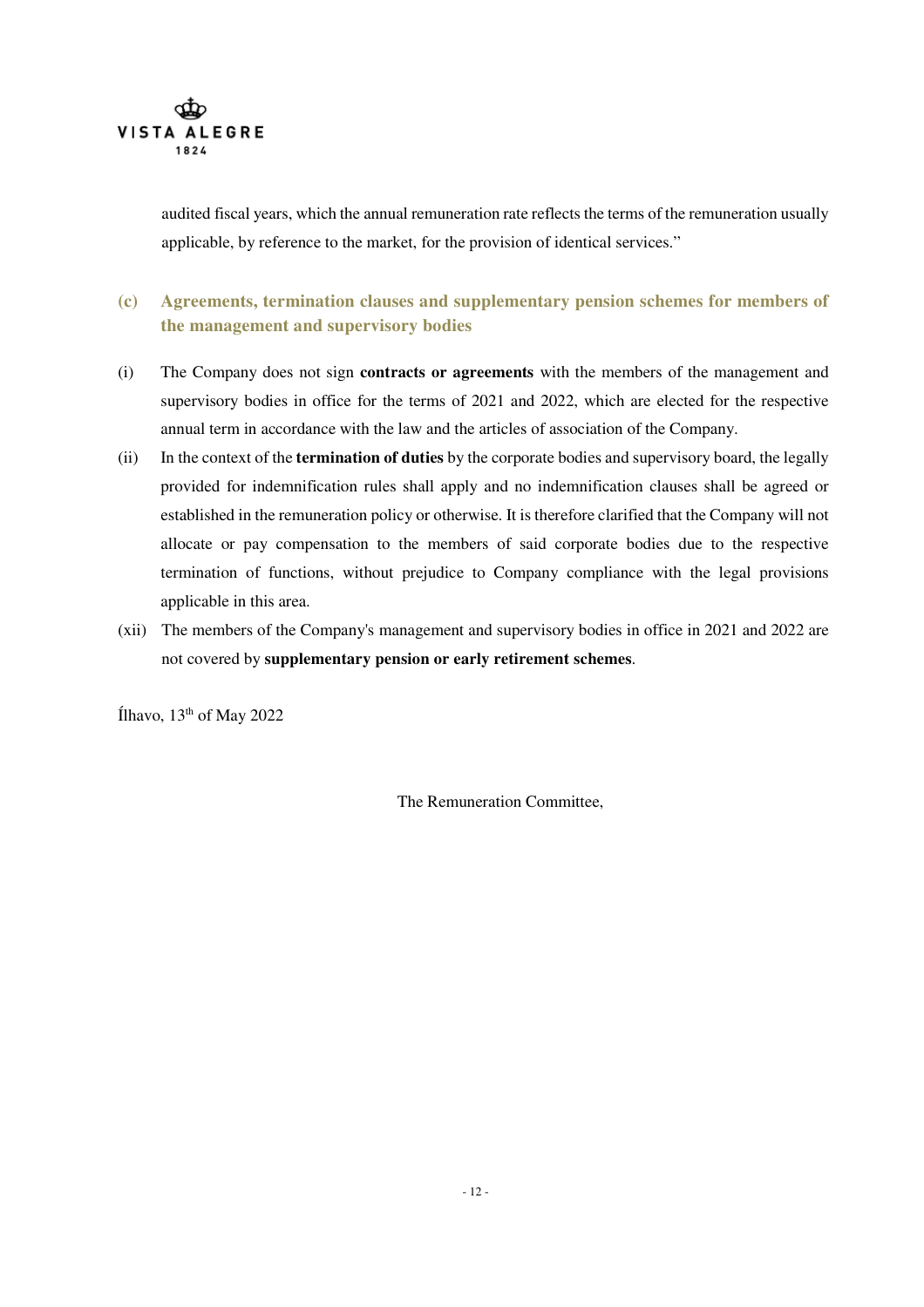audited fiscal years, which the annual remuneration rate reflects the terms of the remuneration usually applicable, by reference to the market, for the provision of identical services."

## (c) Agreements, termination clauses and supplementary pension schemes for members of the management and supervisory bodies

(i) The Company does not sign **contracts or agreements** with the members of the management and supervisory bodies in office for the terms of 2021 and 2022, which are elected for the respective annual term in accordance with the law and the articles of association of the Company.

(ii) In the context of the **termination of duties** by the corporate bodies and supervisory board, the legally provided for indemnification rules shall apply and no indemnification clauses shall be agreed or established in the remuneration policy or otherwise. It is therefore clarified that the Company will not allocate or pay compensation to the members of said corporate bodies due to the respective termination of functions, without prejudice to Company compliance with the legal provisions applicable in this area.

(xii) The members of the Company's management and supervisory bodies in office in 2021 and 2022 are not covered by **supplementary pension or early retirement schemes**.

Ílhavo, 13th of May 2022

The Remuneration Committee,